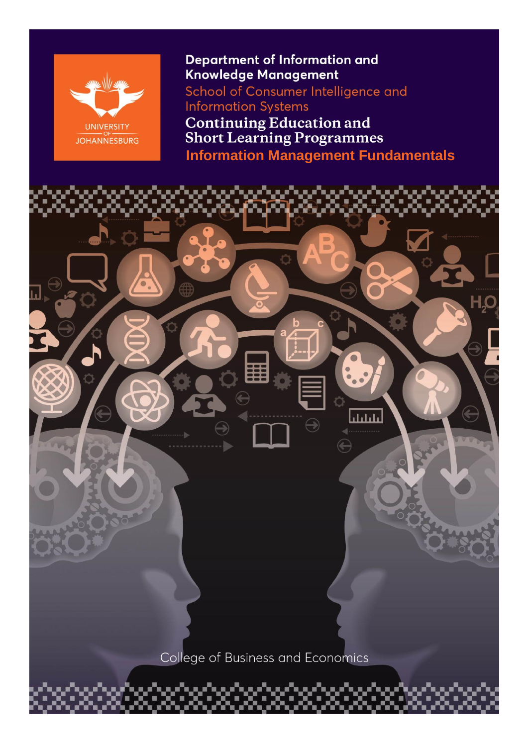UNIVERSITY OF JOHANNESBURG

**Department of Information and Knowledge Management**

School of Consumer Intelligence and Information Systems

# Continuing Education and Short Learning Programmes

## Information Management Fundamentals

College of Business and Economics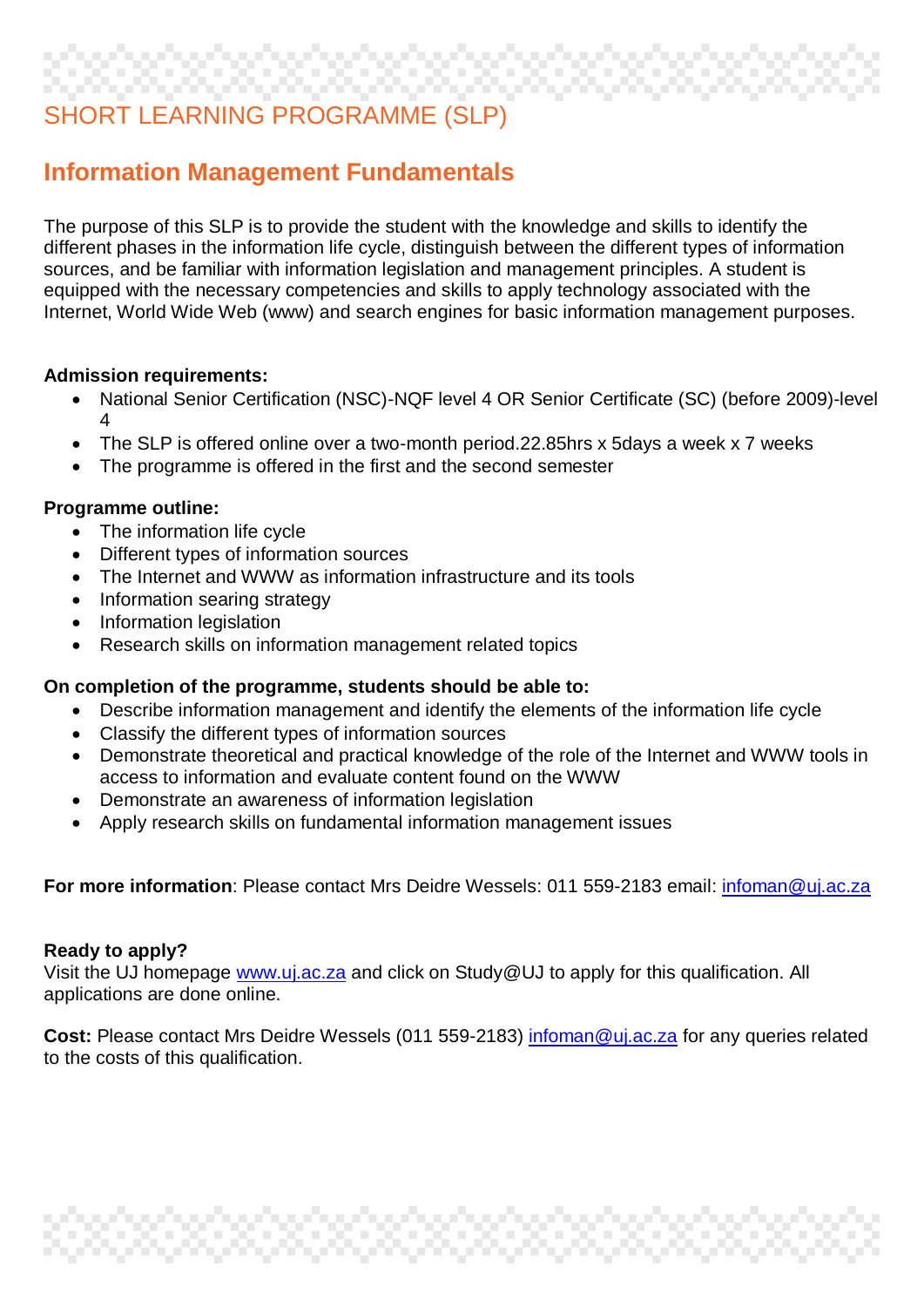# SHORT LEARNING PROGRAMME (SLP)

## Information Management Fundamentals

The purpose of this SLP is to provide the student with the knowledge and skills to identify the different phases in the information life cycle, distinguish between the different types of information sources, and be familiar with information legislation and management principles. A student is equipped with the necessary competencies and skills to apply technology associated with the Internet, World Wide Web (www) and search engines for basic information management purposes.

**Admission requirements:**

- National Senior Certification (NSC)-NQF level 4 OR Senior Certificate (SC) (before 2009)-level 4
- The SLP is offered online over a two-month period.22.85hrs x 5days a week x 7 weeks
- The programme is offered in the first and the second semester

**Programme outline:**

- The information life cycle
- Different types of information sources
- The Internet and WWW as information infrastructure and its tools
- Information searing strategy
- Information legislation
- Research skills on information management related topics

**On completion of the programme, students should be able to:**

- Describe information management and identify the elements of the information life cycle
- Classify the different types of information sources
- Demonstrate theoretical and practical knowledge of the role of the Internet and WWW tools in access to information and evaluate content found on the WWW
- Demonstrate an awareness of information legislation
- Apply research skills on fundamental information management issues

**For more information**: Please contact Mrs Deidre Wessels: 011 559-2183 email: infoman@uj.ac.za

**Ready to apply?**
Visit the UJ homepage www.uj.ac.za and click on Study@UJ to apply for this qualification. All applications are done online.

**Cost:** Please contact Mrs Deidre Wessels (011 559-2183) infoman@uj.ac.za for any queries related to the costs of this qualification.